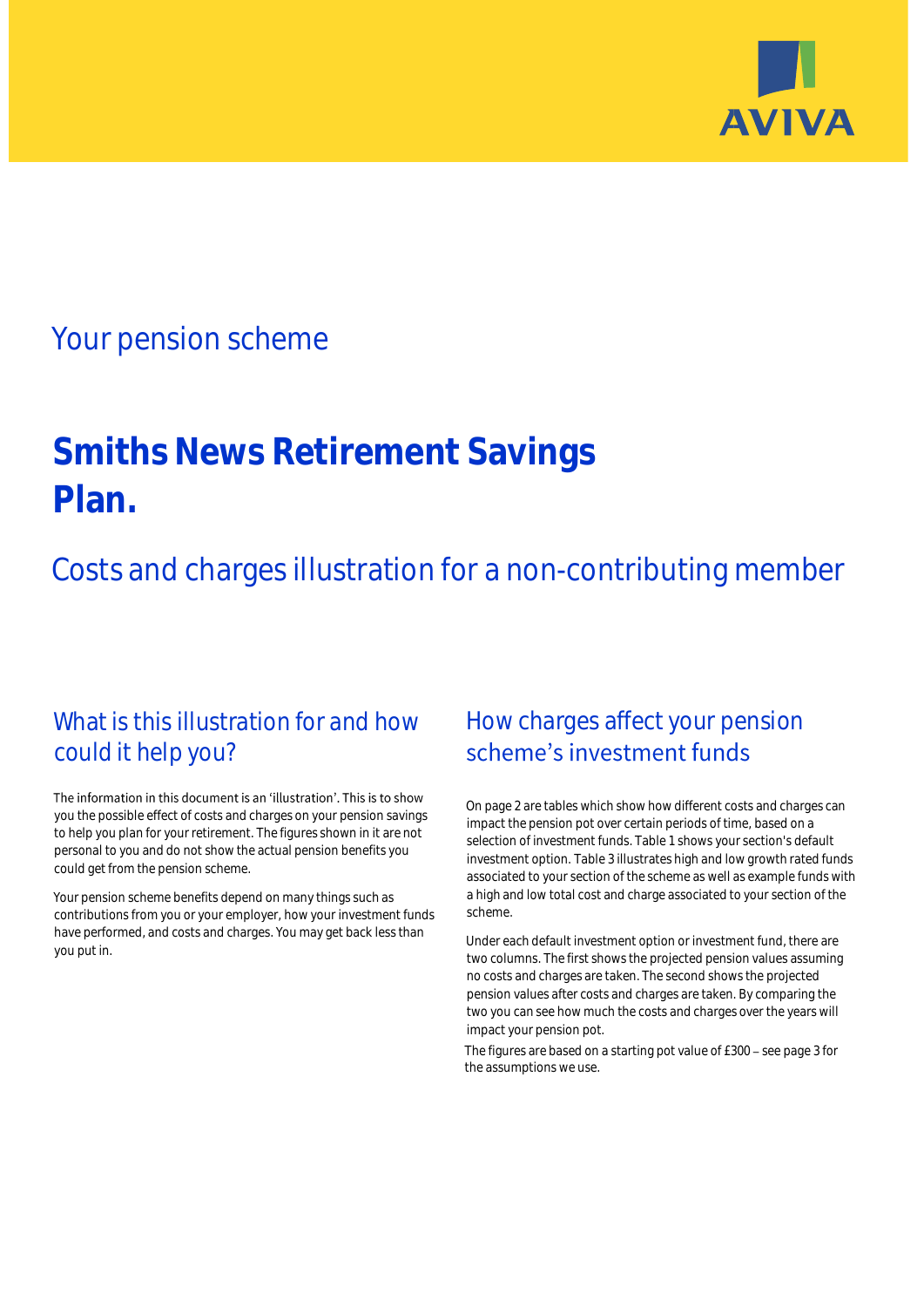AVIVA

## Your pension scheme

# Smiths News Retirement Savings Plan.

## Costs and charges illustration for a non-contributing member

### What is this illustration for and how could it help you?

The information in this document is an 'illustration'. This is to show you the possible effect of costs and charges on your pension savings to help you plan for your retirement. The figures shown in it are not personal to you and do not show the actual pension benefits you could get from the pension scheme.

Your pension scheme benefits depend on many things such as contributions from you or your employer, how your investment funds have performed, and costs and charges. You may get back less than you put in.

### How charges affect your pension scheme's investment funds

On page 2 are tables which show how different costs and charges can impact the pension pot over certain periods of time, based on a selection of investment funds. Table 1 shows your section's default investment option. Table 3 illustrates high and low growth rated funds associated to your section of the scheme as well as example funds with a high and low total cost and charge associated to your section of the scheme.

Under each default investment option or investment fund, there are two columns. The first shows the projected pension values assuming no costs and charges are taken. The second shows the projected pension values after costs and charges are taken. By comparing the two you can see how much the costs and charges over the years will impact your pension pot.

The figures are based on a starting pot value of £300 – see page 3 for the assumptions we use.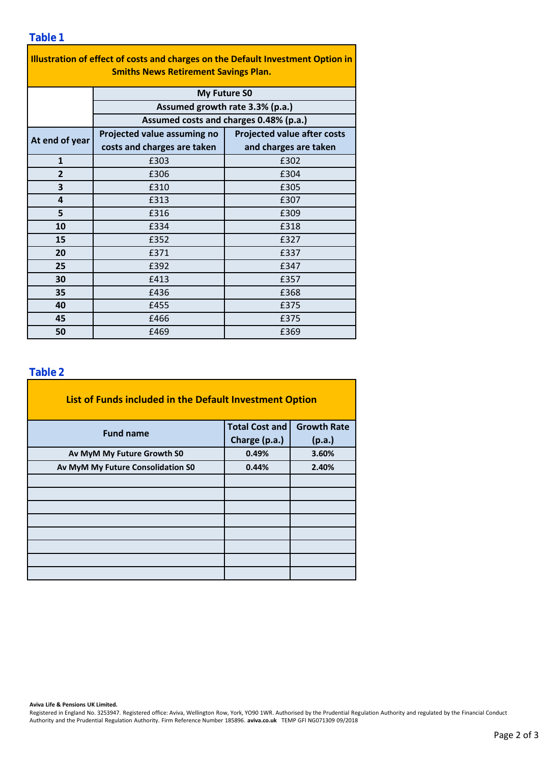## Table 1

| Illustration of effect of costs and charges on the Default Investment Option in Smiths News Retirement Savings Plan. | | |
|---|---|---|
| | My Future S0 | |
| | Assumed growth rate 3.3% (p.a.) | |
| | Assumed costs and charges 0.48% (p.a.) | |
| At end of year | Projected value assuming no costs and charges are taken | Projected value after costs and charges are taken |
| 1 | £303 | £302 |
| 2 | £306 | £304 |
| 3 | £310 | £305 |
| 4 | £313 | £307 |
| 5 | £316 | £309 |
| 10 | £334 | £318 |
| 15 | £352 | £327 |
| 20 | £371 | £337 |
| 25 | £392 | £347 |
| 30 | £413 | £357 |
| 35 | £436 | £368 |
| 40 | £455 | £375 |
| 45 | £466 | £375 |
| 50 | £469 | £369 |

## Table 2

| List of Funds included in the Default Investment Option | | |
|---|---|---|
| Fund name | Total Cost and Charge (p.a.) | Growth Rate (p.a.) |
| Av MyM My Future Growth S0 | 0.49% | 3.60% |
| Av MyM My Future Consolidation S0 | 0.44% | 2.40% |
| | | |
| | | |
| | | |
| | | |
| | | |
| | | |
| | | |
| | | |

**Aviva Life & Pensions UK Limited.**
Registered in England No. 3253947. Registered office: Aviva, Wellington Row, York, YO90 1WR. Authorised by the Prudential Regulation Authority and regulated by the Financial Conduct Authority and the Prudential Regulation Authority. Firm Reference Number 185896. **aviva.co.uk** TEMP GFI NG071309 09/2018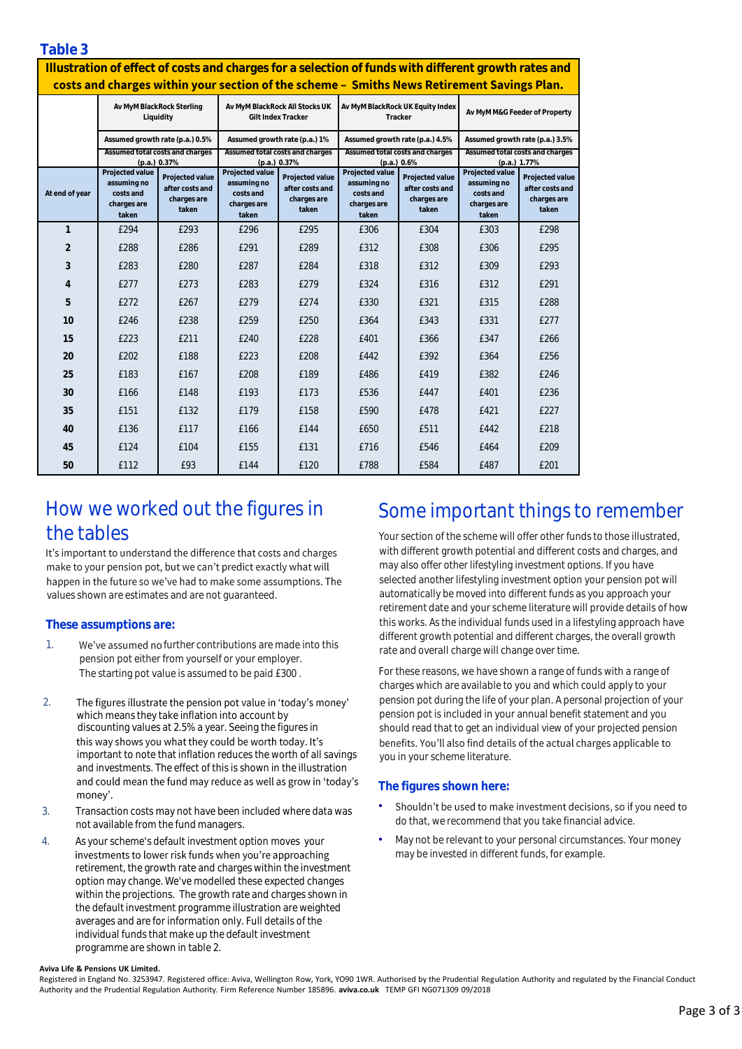## Table 3

| Illustration of effect of costs and charges for a selection of funds with different growth rates and costs and charges within your section of the scheme – Smiths News Retirement Savings Plan. | | | | | | | | |
|---|---|---|---|---|---|---|---|---|
| | Av MyM BlackRock Sterling Liquidity | | Av MyM BlackRock All Stocks UK Gilt Index Tracker | | Av MyM BlackRock UK Equity Index Tracker | | Av MyM M&G Feeder of Property | |
| | Assumed growth rate (p.a.) 0.5% | | Assumed growth rate (p.a.) 1% | | Assumed growth rate (p.a.) 4.5% | | Assumed growth rate (p.a.) 3.5% | |
| | Assumed total costs and charges (p.a.) 0.37% | | Assumed total costs and charges (p.a.) 0.37% | | Assumed total costs and charges (p.a.) 0.6% | | Assumed total costs and charges (p.a.) 1.77% | |
| At end of year | Projected value assuming no costs and charges are taken | Projected value after costs and charges are taken | Projected value assuming no costs and charges are taken | Projected value after costs and charges are taken | Projected value assuming no costs and charges are taken | Projected value after costs and charges are taken | Projected value assuming no costs and charges are taken | Projected value after costs and charges are taken |
| 1 | £294 | £293 | £296 | £295 | £306 | £304 | £303 | £298 |
| 2 | £288 | £286 | £291 | £289 | £312 | £308 | £306 | £295 |
| 3 | £283 | £280 | £287 | £284 | £318 | £312 | £309 | £293 |
| 4 | £277 | £273 | £283 | £279 | £324 | £316 | £312 | £291 |
| 5 | £272 | £267 | £279 | £274 | £330 | £321 | £315 | £288 |
| 10 | £246 | £238 | £259 | £250 | £364 | £343 | £331 | £277 |
| 15 | £223 | £211 | £240 | £228 | £401 | £366 | £347 | £266 |
| 20 | £202 | £188 | £223 | £208 | £442 | £392 | £364 | £256 |
| 25 | £183 | £167 | £208 | £189 | £486 | £419 | £382 | £246 |
| 30 | £166 | £148 | £193 | £173 | £536 | £447 | £401 | £236 |
| 35 | £151 | £132 | £179 | £158 | £590 | £478 | £421 | £227 |
| 40 | £136 | £117 | £166 | £144 | £650 | £511 | £442 | £218 |
| 45 | £124 | £104 | £155 | £131 | £716 | £546 | £464 | £209 |
| 50 | £112 | £93 | £144 | £120 | £788 | £584 | £487 | £201 |

# How we worked out the figures in the tables

It's important to understand the difference that costs and charges make to your pension pot, but we can't predict exactly what will happen in the future so we've had to make some assumptions. The values shown are estimates and are not guaranteed.

### These assumptions are:

1. We've assumed no further contributions are made into this pension pot either from yourself or your employer. The starting pot value is assumed to be paid £300 .
2. The figures illustrate the pension pot value in 'today's money' which means they take inflation into account by discounting values at 2.5% a year. Seeing the figures in this way shows you what they could be worth today. It's important to note that inflation reduces the worth of all savings and investments. The effect of this is shown in the illustration and could mean the fund may reduce as well as grow in 'today's money'.
3. Transaction costs may not have been included where data was not available from the fund managers.
4. As your scheme's default investment option moves your investments to lower risk funds when you're approaching retirement, the growth rate and charges within the investment option may change. We've modelled these expected changes within the projections. The growth rate and charges shown in the default investment programme illustration are weighted averages and are for information only. Full details of the individual funds that make up the default investment programme are shown in table 2.

# Some important things to remember

Your section of the scheme will offer other funds to those illustrated, with different growth potential and different costs and charges, and may also offer other lifestyling investment options. If you have selected another lifestyling investment option your pension pot will automatically be moved into different funds as you approach your retirement date and your scheme literature will provide details of how this works. As the individual funds used in a lifestyling approach have different growth potential and different charges, the overall growth rate and overall charge will change over time.

For these reasons, we have shown a range of funds with a range of charges which are available to you and which could apply to your pension pot during the life of your plan. A personal projection of your pension pot is included in your annual benefit statement and you should read that to get an individual view of your projected pension benefits. You'll also find details of the actual charges applicable to you in your scheme literature.

### The figures shown here:

- Shouldn't be used to make investment decisions, so if you need to do that, we recommend that you take financial advice.
- May not be relevant to your personal circumstances. Your money may be invested in different funds, for example.

**Aviva Life & Pensions UK Limited.**
Registered in England No. 3253947. Registered office: Aviva, Wellington Row, York, YO90 1WR. Authorised by the Prudential Regulation Authority and regulated by the Financial Conduct Authority and the Prudential Regulation Authority. Firm Reference Number 185896. **aviva.co.uk** TEMP GFI NG071309 09/2018